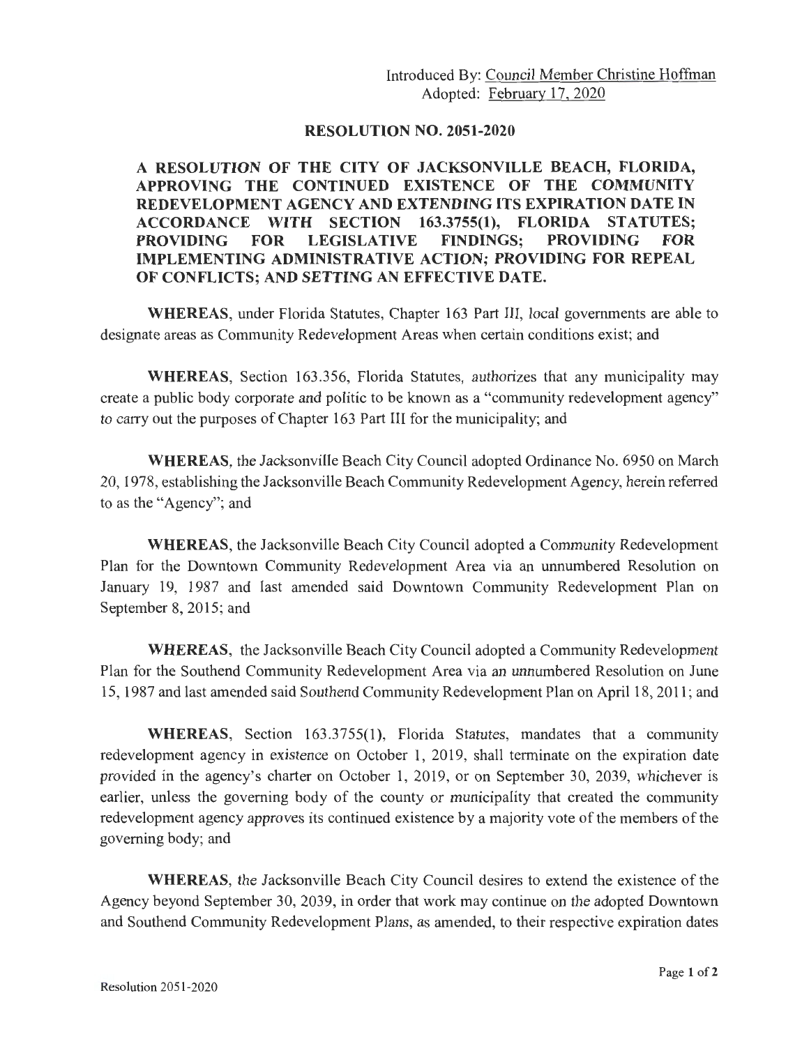Introduced By: Council Member Christine Hoffman
Adopted: February 17, 2020

## RESOLUTION NO. 2051-2020

**A RESOLUTION OF THE CITY OF JACKSONVILLE BEACH, FLORIDA, APPROVING THE CONTINUED EXISTENCE OF THE COMMUNITY REDEVELOPMENT AGENCY AND EXTENDING ITS EXPIRATION DATE IN ACCORDANCE WITH SECTION 163.3755(1), FLORIDA STATUTES; PROVIDING FOR LEGISLATIVE FINDINGS; PROVIDING FOR IMPLEMENTING ADMINISTRATIVE ACTION; PROVIDING FOR REPEAL OF CONFLICTS; AND SETTING AN EFFECTIVE DATE.**

**WHEREAS**, under Florida Statutes, Chapter 163 Part III, local governments are able to designate areas as Community Redevelopment Areas when certain conditions exist; and

**WHEREAS**, Section 163.356, Florida Statutes, authorizes that any municipality may create a public body corporate and politic to be known as a "community redevelopment agency" to carry out the purposes of Chapter 163 Part III for the municipality; and

**WHEREAS**, the Jacksonville Beach City Council adopted Ordinance No. 6950 on March 20, 1978, establishing the Jacksonville Beach Community Redevelopment Agency, herein referred to as the "Agency"; and

**WHEREAS**, the Jacksonville Beach City Council adopted a Community Redevelopment Plan for the Downtown Community Redevelopment Area via an unnumbered Resolution on January 19, 1987 and last amended said Downtown Community Redevelopment Plan on September 8, 2015; and

**WHEREAS**, the Jacksonville Beach City Council adopted a Community Redevelopment Plan for the Southend Community Redevelopment Area via an unnumbered Resolution on June 15, 1987 and last amended said Southend Community Redevelopment Plan on April 18, 2011; and

**WHEREAS**, Section 163.3755(1), Florida Statutes, mandates that a community redevelopment agency in existence on October 1, 2019, shall terminate on the expiration date provided in the agency's charter on October 1, 2019, or on September 30, 2039, whichever is earlier, unless the governing body of the county or municipality that created the community redevelopment agency approves its continued existence by a majority vote of the members of the governing body; and

**WHEREAS**, the Jacksonville Beach City Council desires to extend the existence of the Agency beyond September 30, 2039, in order that work may continue on the adopted Downtown and Southend Community Redevelopment Plans, as amended, to their respective expiration dates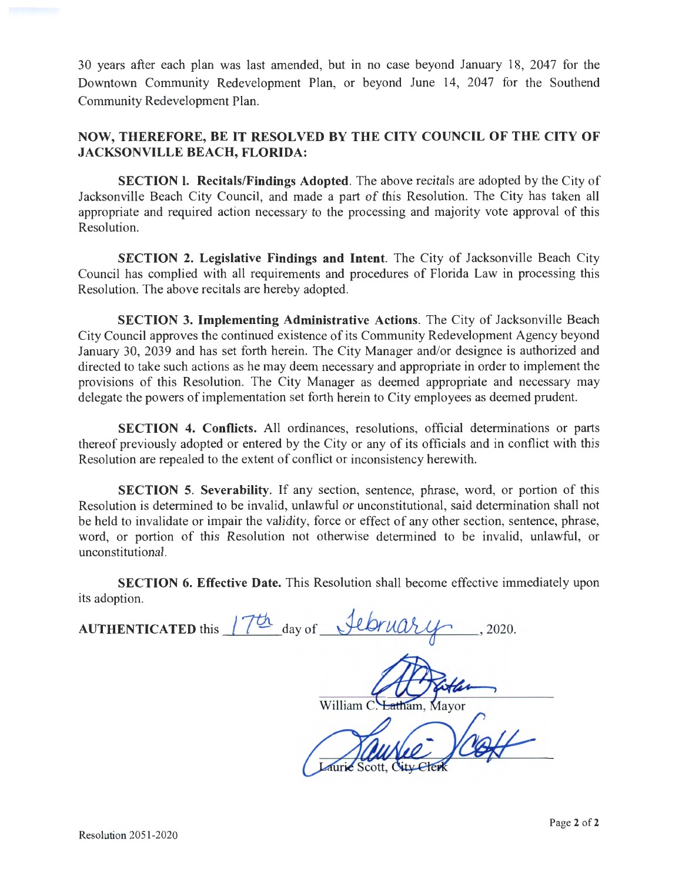30 years after each plan was last amended, but in no case beyond January 18, 2047 for the Downtown Community Redevelopment Plan, or beyond June 14, 2047 for the Southend Community Redevelopment Plan.

**NOW, THEREFORE, BE IT RESOLVED BY THE CITY COUNCIL OF THE CITY OF JACKSONVILLE BEACH, FLORIDA:**

**SECTION l. Recitals/Findings Adopted**. The above recitals are adopted by the City of Jacksonville Beach City Council, and made a part of this Resolution. The City has taken all appropriate and required action necessary to the processing and majority vote approval of this Resolution.

**SECTION 2. Legislative Findings and Intent**. The City of Jacksonville Beach City Council has complied with all requirements and procedures of Florida Law in processing this Resolution. The above recitals are hereby adopted.

**SECTION 3. Implementing Administrative Actions**. The City of Jacksonville Beach City Council approves the continued existence of its Community Redevelopment Agency beyond January 30, 2039 and has set forth herein. The City Manager and/or designee is authorized and directed to take such actions as he may deem necessary and appropriate in order to implement the provisions of this Resolution. The City Manager as deemed appropriate and necessary may delegate the powers of implementation set forth herein to City employees as deemed prudent.

**SECTION 4. Conflicts.** All ordinances, resolutions, official determinations or parts thereof previously adopted or entered by the City or any of its officials and in conflict with this Resolution are repealed to the extent of conflict or inconsistency herewith.

**SECTION 5. Severability.** If any section, sentence, phrase, word, or portion of this Resolution is determined to be invalid, unlawful or unconstitutional, said determination shall not be held to invalidate or impair the validity, force or effect of any other section, sentence, phrase, word, or portion of this Resolution not otherwise determined to be invalid, unlawful, or unconstitutional.

**SECTION 6. Effective Date.** This Resolution shall become effective immediately upon its adoption.

**AUTHENTICATED** this 17th day of February, 2020.

William C. Latham, Mayor

Laurie Scott, City Clerk

Resolution 2051-2020